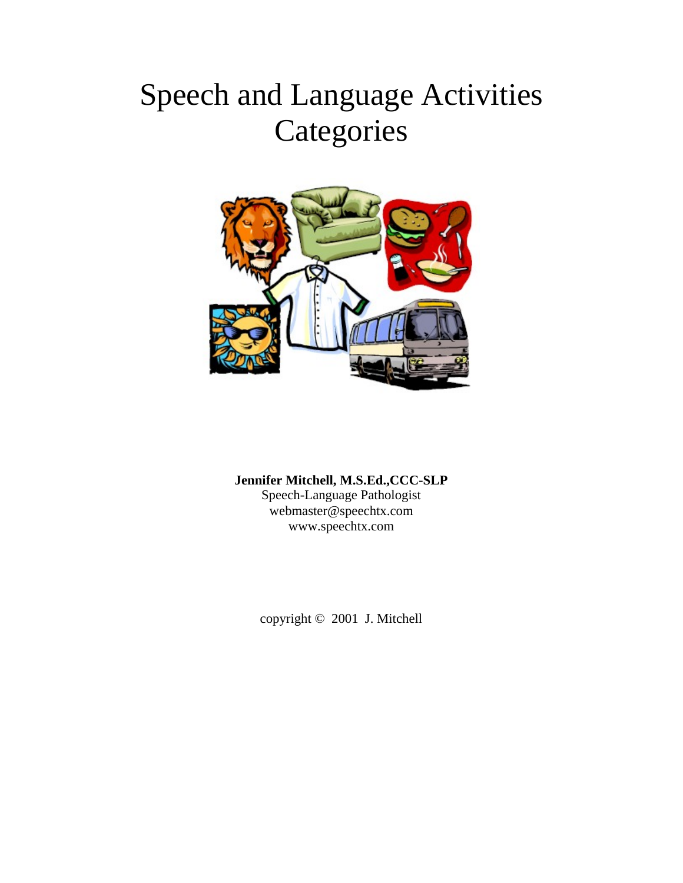# Speech and Language Activities
# Categories

**Jennifer Mitchell, M.S.Ed.,CCC-SLP**
Speech-Language Pathologist
webmaster@speechtx.com
www.speechtx.com

copyright © 2001 J. Mitchell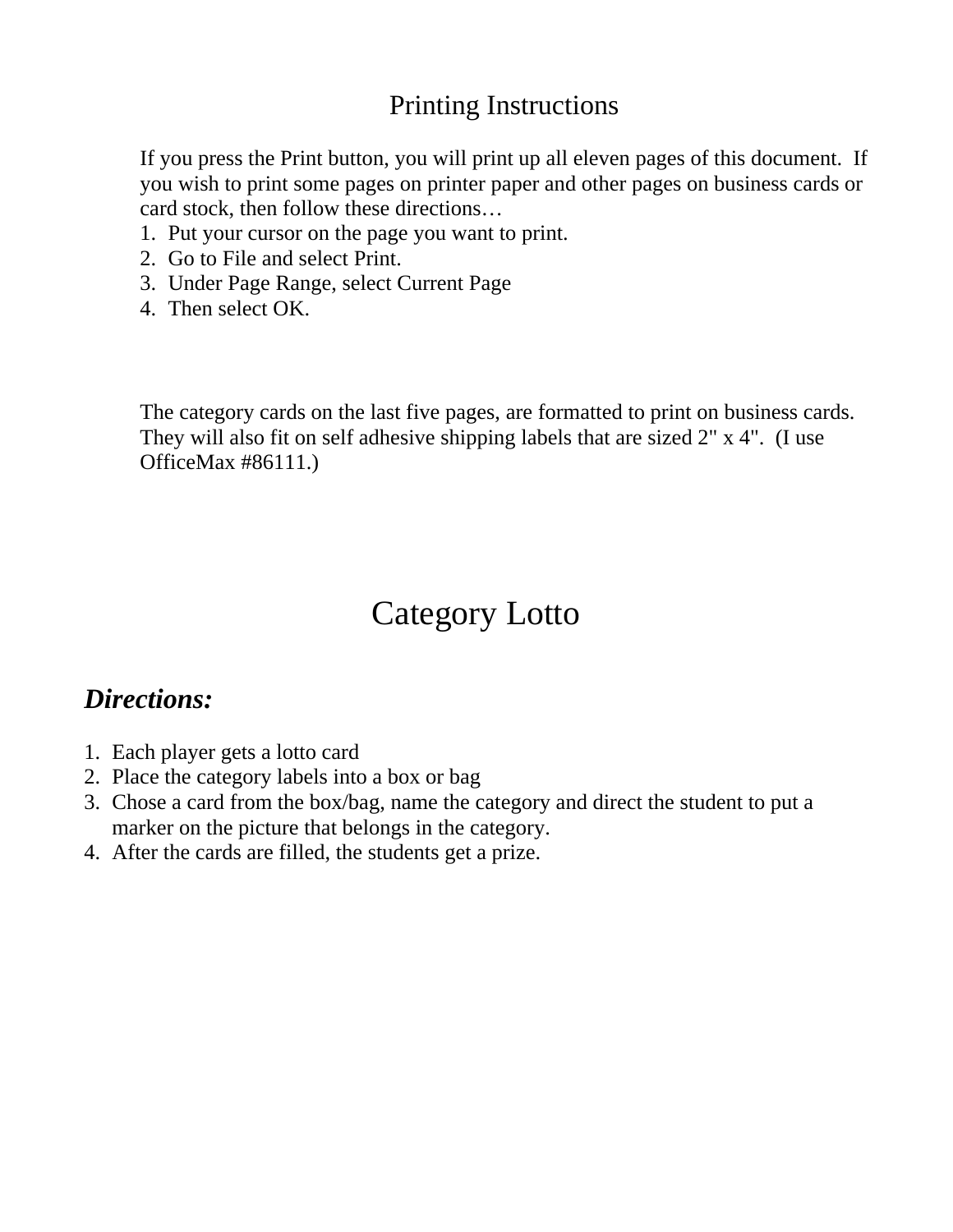## Printing Instructions

If you press the Print button, you will print up all eleven pages of this document.  If you wish to print some pages on printer paper and other pages on business cards or card stock, then follow these directions…

1. Put your cursor on the page you want to print.
2. Go to File and select Print.
3. Under Page Range, select Current Page
4. Then select OK.

The category cards on the last five pages, are formatted to print on business cards. They will also fit on self adhesive shipping labels that are sized 2" x 4".  (I use OfficeMax #86111.)

# Category Lotto

## *Directions:*

1. Each player gets a lotto card
2. Place the category labels into a box or bag
3. Chose a card from the box/bag, name the category and direct the student to put a marker on the picture that belongs in the category.
4. After the cards are filled, the students get a prize.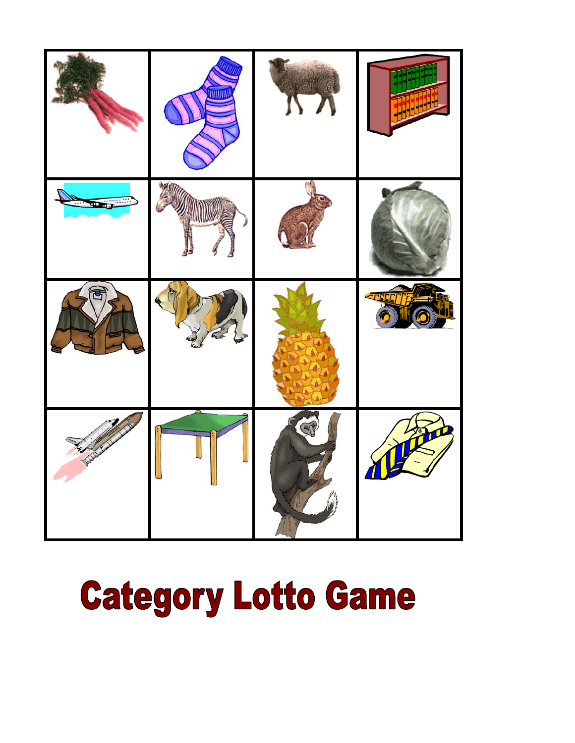# Category Lotto Game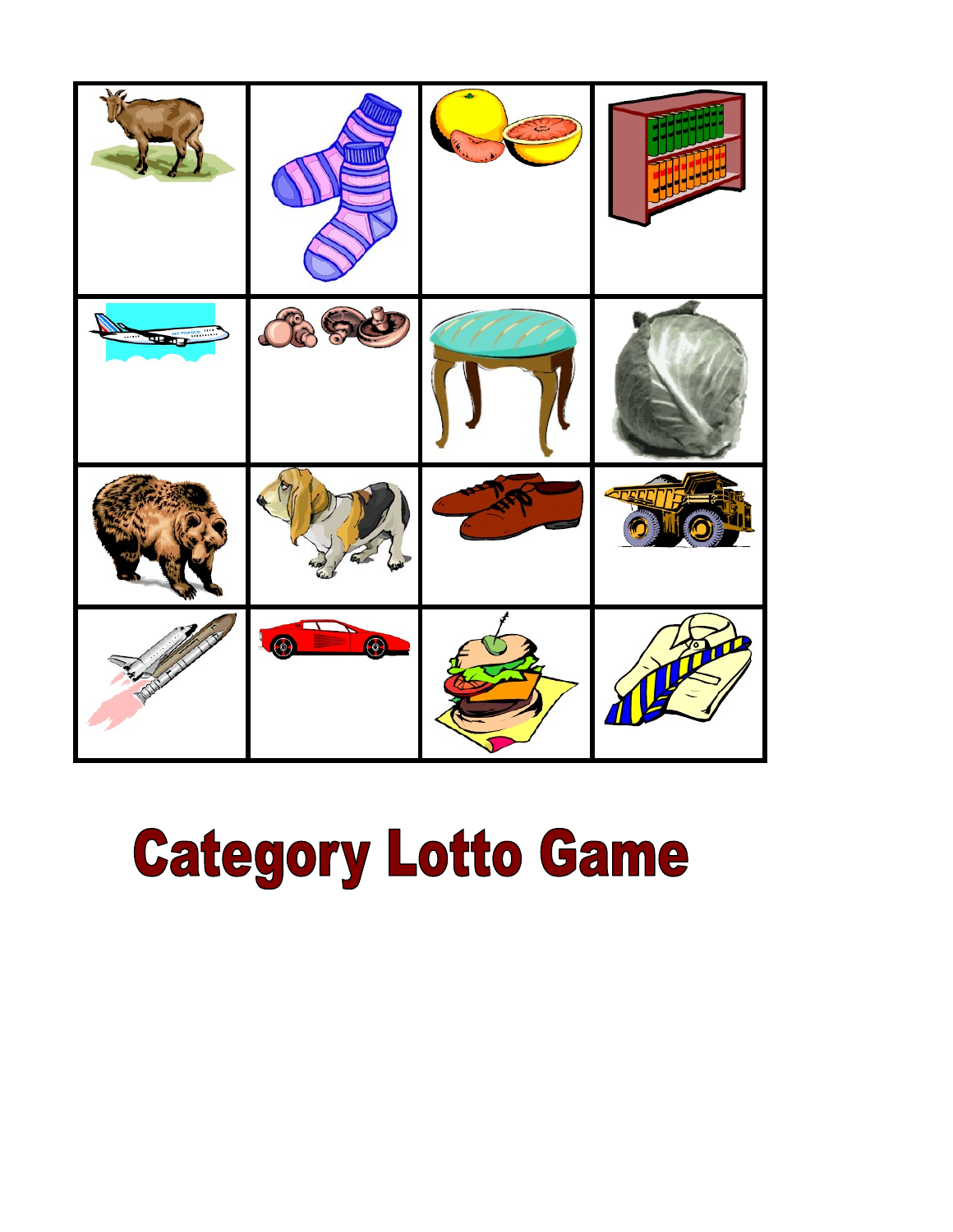# Category Lotto Game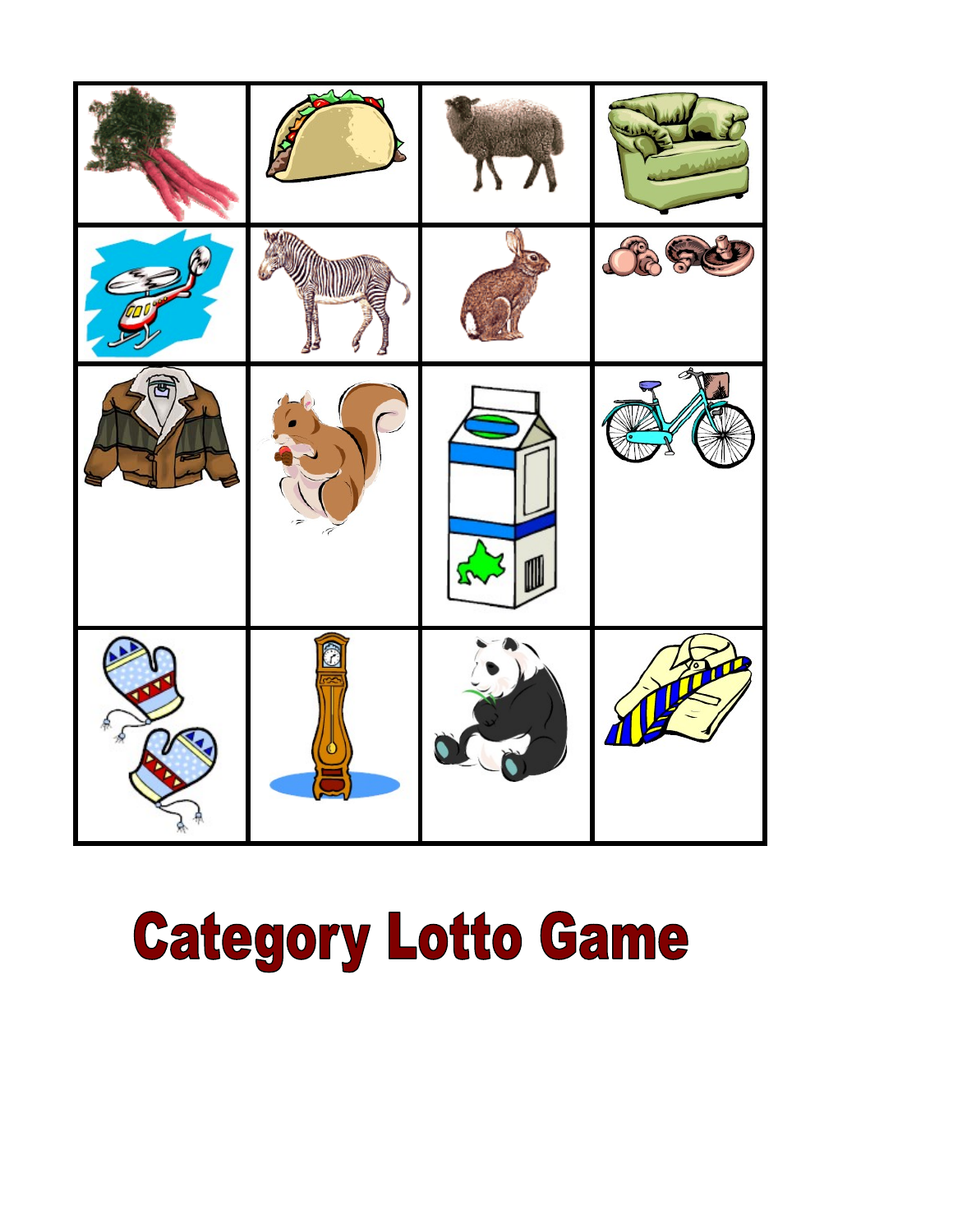# Category Lotto Game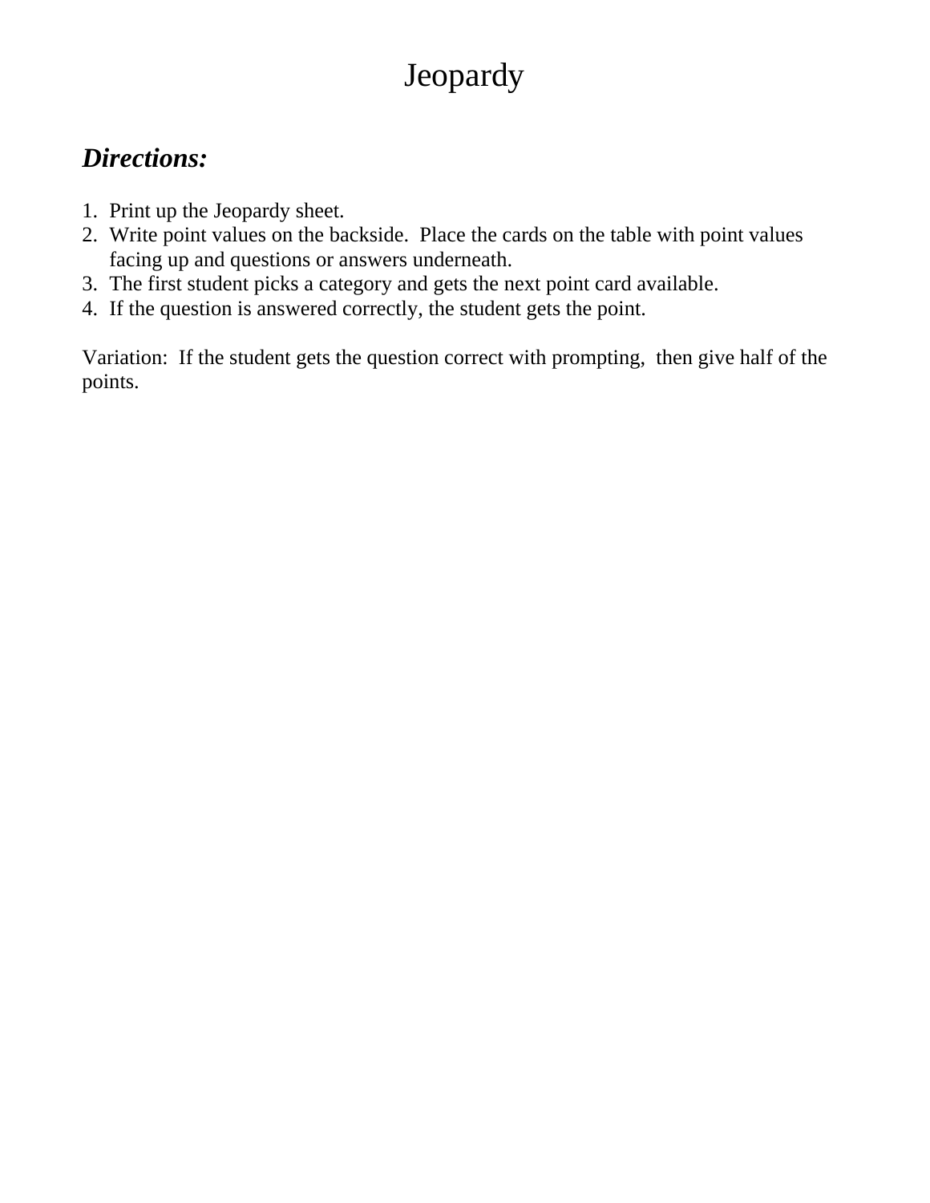# Jeopardy

***Directions:***

1. Print up the Jeopardy sheet.
2. Write point values on the backside.  Place the cards on the table with point values facing up and questions or answers underneath.
3. The first student picks a category and gets the next point card available.
4. If the question is answered correctly, the student gets the point.

Variation:  If the student gets the question correct with prompting,  then give half of the points.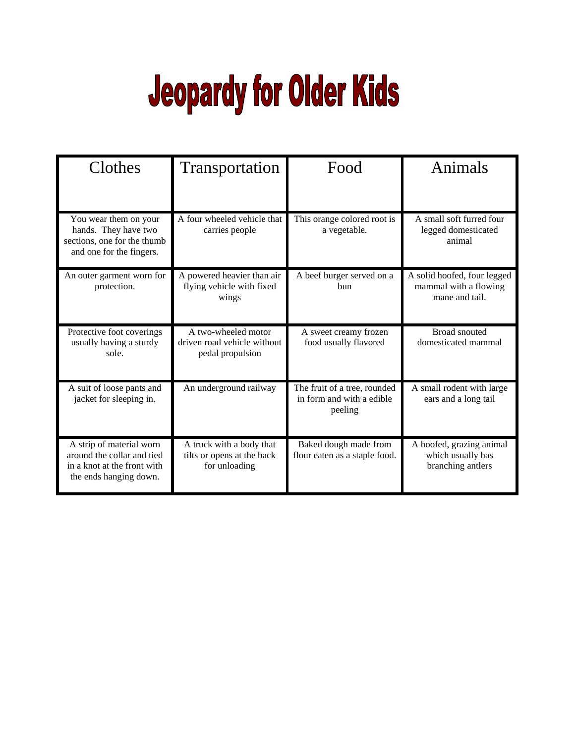# Jeopardy for Older Kids

| Clothes | Transportation | Food | Animals |
|---|---|---|---|
| You wear them on your hands. They have two sections, one for the thumb and one for the fingers. | A four wheeled vehicle that carries people | This orange colored root is a vegetable. | A small soft furred four legged domesticated animal |
| An outer garment worn for protection. | A powered heavier than air flying vehicle with fixed wings | A beef burger served on a bun | A solid hoofed, four legged mammal with a flowing mane and tail. |
| Protective foot coverings usually having a sturdy sole. | A two-wheeled motor driven road vehicle without pedal propulsion | A sweet creamy frozen food usually flavored | Broad snouted domesticated mammal |
| A suit of loose pants and jacket for sleeping in. | An underground railway | The fruit of a tree, rounded in form and with a edible peeling | A small rodent with large ears and a long tail |
| A strip of material worn around the collar and tied in a knot at the front with the ends hanging down. | A truck with a body that tilts or opens at the back for unloading | Baked dough made from flour eaten as a staple food. | A hoofed, grazing animal which usually has branching antlers |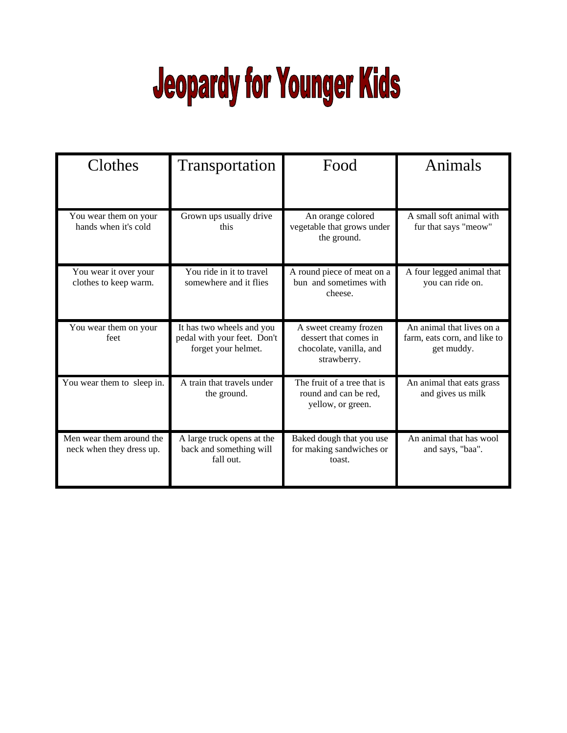# Jeopardy for Younger Kids

| Clothes | Transportation | Food | Animals |
|---|---|---|---|
| You wear them on your hands when it's cold | Grown ups usually drive this | An orange colored vegetable that grows under the ground. | A small soft animal with fur that says "meow" |
| You wear it over your clothes to keep warm. | You ride in it to travel somewhere and it flies | A round piece of meat on a bun and sometimes with cheese. | A four legged animal that you can ride on. |
| You wear them on your feet | It has two wheels and you pedal with your feet. Don't forget your helmet. | A sweet creamy frozen dessert that comes in chocolate, vanilla, and strawberry. | An animal that lives on a farm, eats corn, and like to get muddy. |
| You wear them to sleep in. | A train that travels under the ground. | The fruit of a tree that is round and can be red, yellow, or green. | An animal that eats grass and gives us milk |
| Men wear them around the neck when they dress up. | A large truck opens at the back and something will fall out. | Baked dough that you use for making sandwiches or toast. | An animal that has wool and says, "baa". |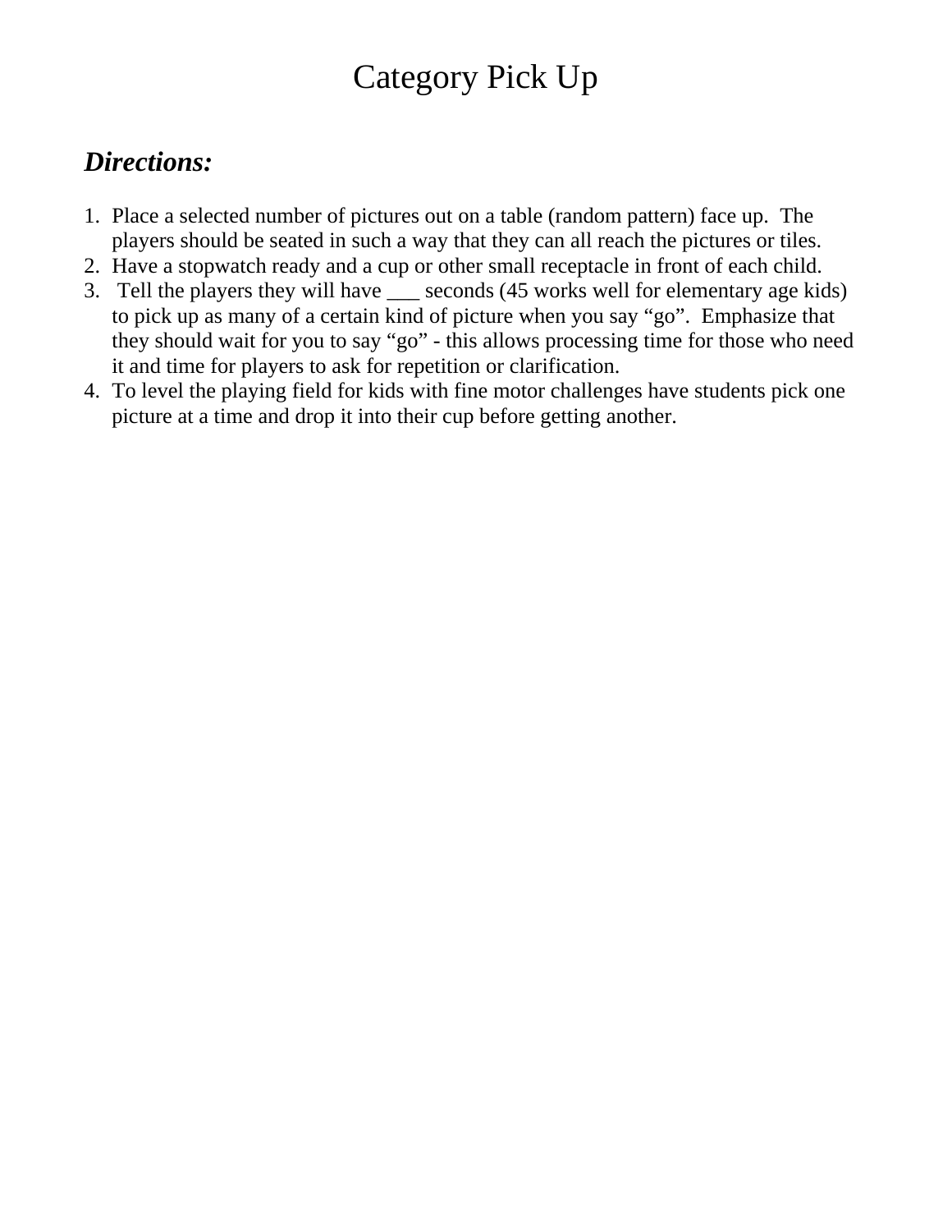# Category Pick Up

## ***Directions:***

1. Place a selected number of pictures out on a table (random pattern) face up. The players should be seated in such a way that they can all reach the pictures or tiles.
2. Have a stopwatch ready and a cup or other small receptacle in front of each child.
3. Tell the players they will have ___ seconds (45 works well for elementary age kids) to pick up as many of a certain kind of picture when you say "go". Emphasize that they should wait for you to say "go" - this allows processing time for those who need it and time for players to ask for repetition or clarification.
4. To level the playing field for kids with fine motor challenges have students pick one picture at a time and drop it into their cup before getting another.